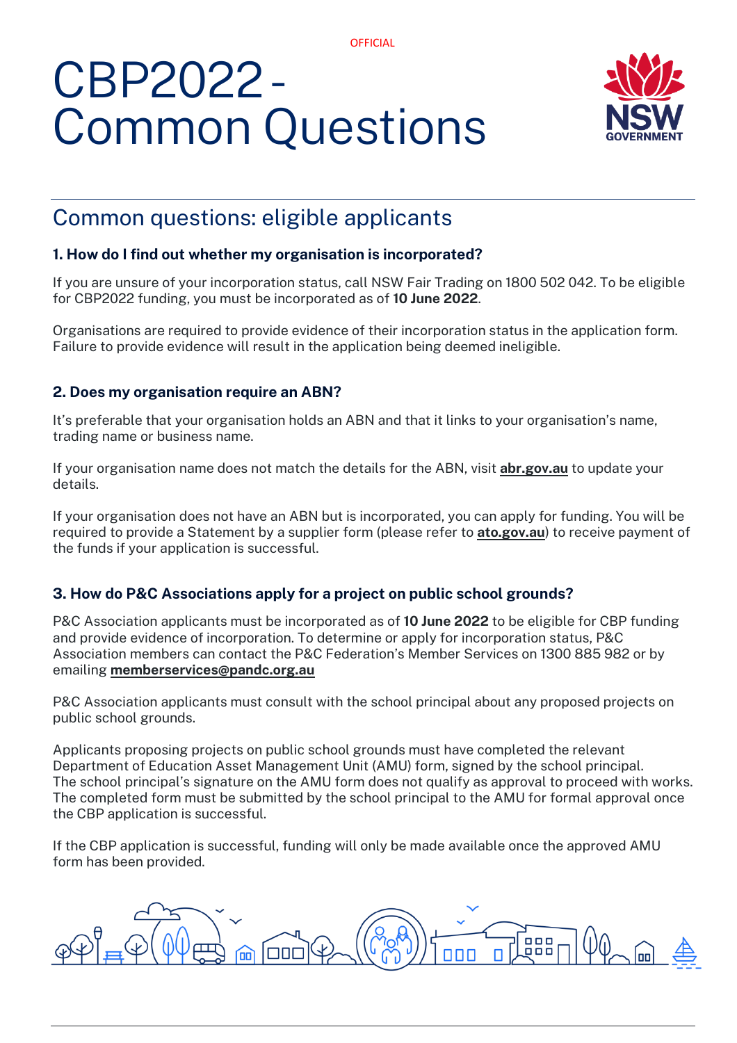# CBP2022 - Common Questions

## Common questions: eligible applicants

### 1. How do I find out whether my organisation is incorporated?

If you are unsure of your incorporation status, call NSW Fair Trading on 1800 502 042. To be eligible for CBP2022 funding, you must be incorporated as of **10 June 2022**.

Organisations are required to provide evidence of their incorporation status in the application form. Failure to provide evidence will result in the application being deemed ineligible.

### 2. Does my organisation require an ABN?

It's preferable that your organisation holds an ABN and that it links to your organisation's name, trading name or business name.

If your organisation name does not match the details for the ABN, visit **abr.gov.au** to update your details.

If your organisation does not have an ABN but is incorporated, you can apply for funding. You will be required to provide a Statement by a supplier form (please refer to **ato.gov.au**) to receive payment of the funds if your application is successful.

### 3. How do P&C Associations apply for a project on public school grounds?

P&C Association applicants must be incorporated as of **10 June 2022** to be eligible for CBP funding and provide evidence of incorporation. To determine or apply for incorporation status, P&C Association members can contact the P&C Federation's Member Services on 1300 885 982 or by emailing **memberservices@pandc.org.au**

P&C Association applicants must consult with the school principal about any proposed projects on public school grounds.

Applicants proposing projects on public school grounds must have completed the relevant Department of Education Asset Management Unit (AMU) form, signed by the school principal. The school principal's signature on the AMU form does not qualify as approval to proceed with works. The completed form must be submitted by the school principal to the AMU for formal approval once the CBP application is successful.

If the CBP application is successful, funding will only be made available once the approved AMU form has been provided.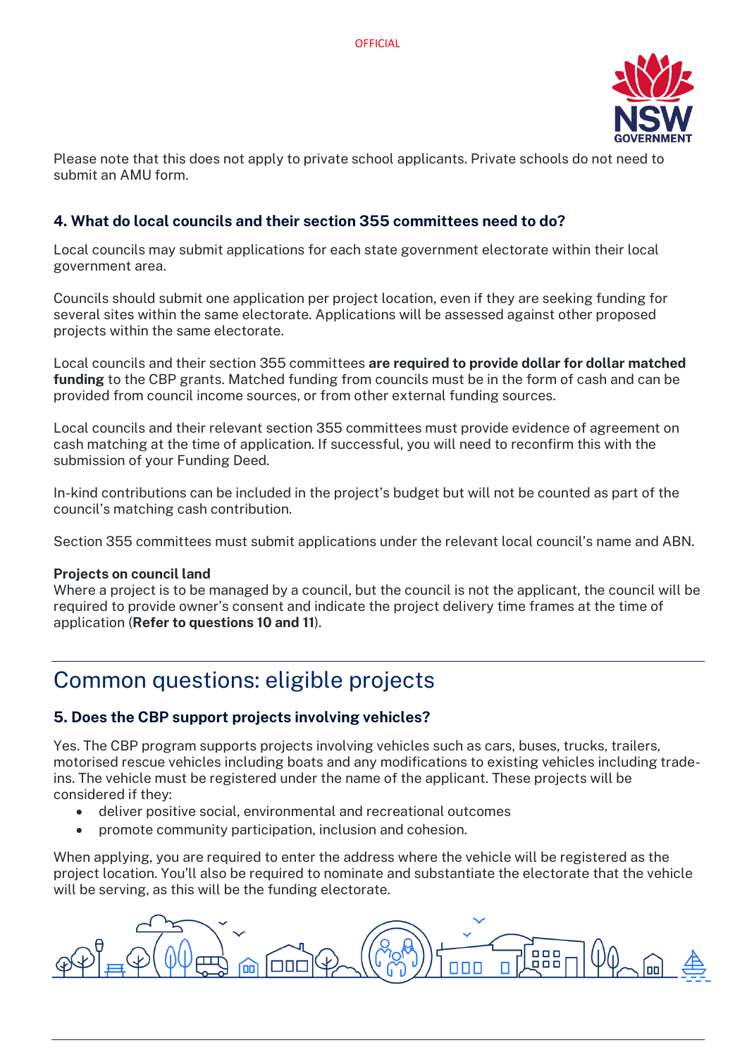Please note that this does not apply to private school applicants. Private schools do not need to submit an AMU form.

### 4. What do local councils and their section 355 committees need to do?

Local councils may submit applications for each state government electorate within their local government area.

Councils should submit one application per project location, even if they are seeking funding for several sites within the same electorate. Applications will be assessed against other proposed projects within the same electorate.

Local councils and their section 355 committees **are required to provide dollar for dollar matched funding** to the CBP grants. Matched funding from councils must be in the form of cash and can be provided from council income sources, or from other external funding sources.

Local councils and their relevant section 355 committees must provide evidence of agreement on cash matching at the time of application. If successful, you will need to reconfirm this with the submission of your Funding Deed.

In-kind contributions can be included in the project's budget but will not be counted as part of the council's matching cash contribution.

Section 355 committees must submit applications under the relevant local council's name and ABN.

**Projects on council land**
Where a project is to be managed by a council, but the council is not the applicant, the council will be required to provide owner's consent and indicate the project delivery time frames at the time of application (**Refer to questions 10 and 11**).

## Common questions: eligible projects

### 5. Does the CBP support projects involving vehicles?

Yes. The CBP program supports projects involving vehicles such as cars, buses, trucks, trailers, motorised rescue vehicles including boats and any modifications to existing vehicles including trade-ins. The vehicle must be registered under the name of the applicant. These projects will be considered if they:

- deliver positive social, environmental and recreational outcomes
- promote community participation, inclusion and cohesion.

When applying, you are required to enter the address where the vehicle will be registered as the project location. You'll also be required to nominate and substantiate the electorate that the vehicle will be serving, as this will be the funding electorate.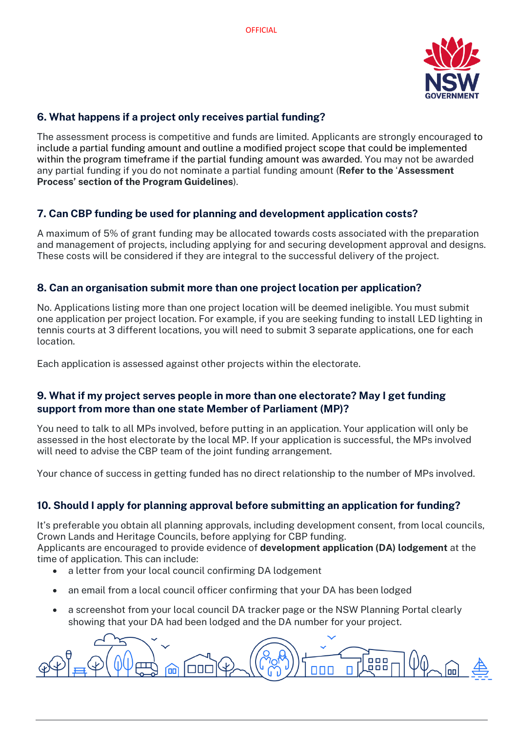## 6. What happens if a project only receives partial funding?

The assessment process is competitive and funds are limited. Applicants are strongly encouraged to include a partial funding amount and outline a modified project scope that could be implemented within the program timeframe if the partial funding amount was awarded. You may not be awarded any partial funding if you do not nominate a partial funding amount (**Refer to the** '**Assessment Process' section of the Program Guidelines**).

## 7. Can CBP funding be used for planning and development application costs?

A maximum of 5% of grant funding may be allocated towards costs associated with the preparation and management of projects, including applying for and securing development approval and designs. These costs will be considered if they are integral to the successful delivery of the project.

## 8. Can an organisation submit more than one project location per application?

No. Applications listing more than one project location will be deemed ineligible. You must submit one application per project location. For example, if you are seeking funding to install LED lighting in tennis courts at 3 different locations, you will need to submit 3 separate applications, one for each location.

Each application is assessed against other projects within the electorate.

## 9. What if my project serves people in more than one electorate? May I get funding support from more than one state Member of Parliament (MP)?

You need to talk to all MPs involved, before putting in an application. Your application will only be assessed in the host electorate by the local MP. If your application is successful, the MPs involved will need to advise the CBP team of the joint funding arrangement.

Your chance of success in getting funded has no direct relationship to the number of MPs involved.

## 10. Should I apply for planning approval before submitting an application for funding?

It's preferable you obtain all planning approvals, including development consent, from local councils, Crown Lands and Heritage Councils, before applying for CBP funding.
Applicants are encouraged to provide evidence of **development application (DA) lodgement** at the time of application. This can include:

- a letter from your local council confirming DA lodgement
- an email from a local council officer confirming that your DA has been lodged
- a screenshot from your local council DA tracker page or the NSW Planning Portal clearly showing that your DA had been lodged and the DA number for your project.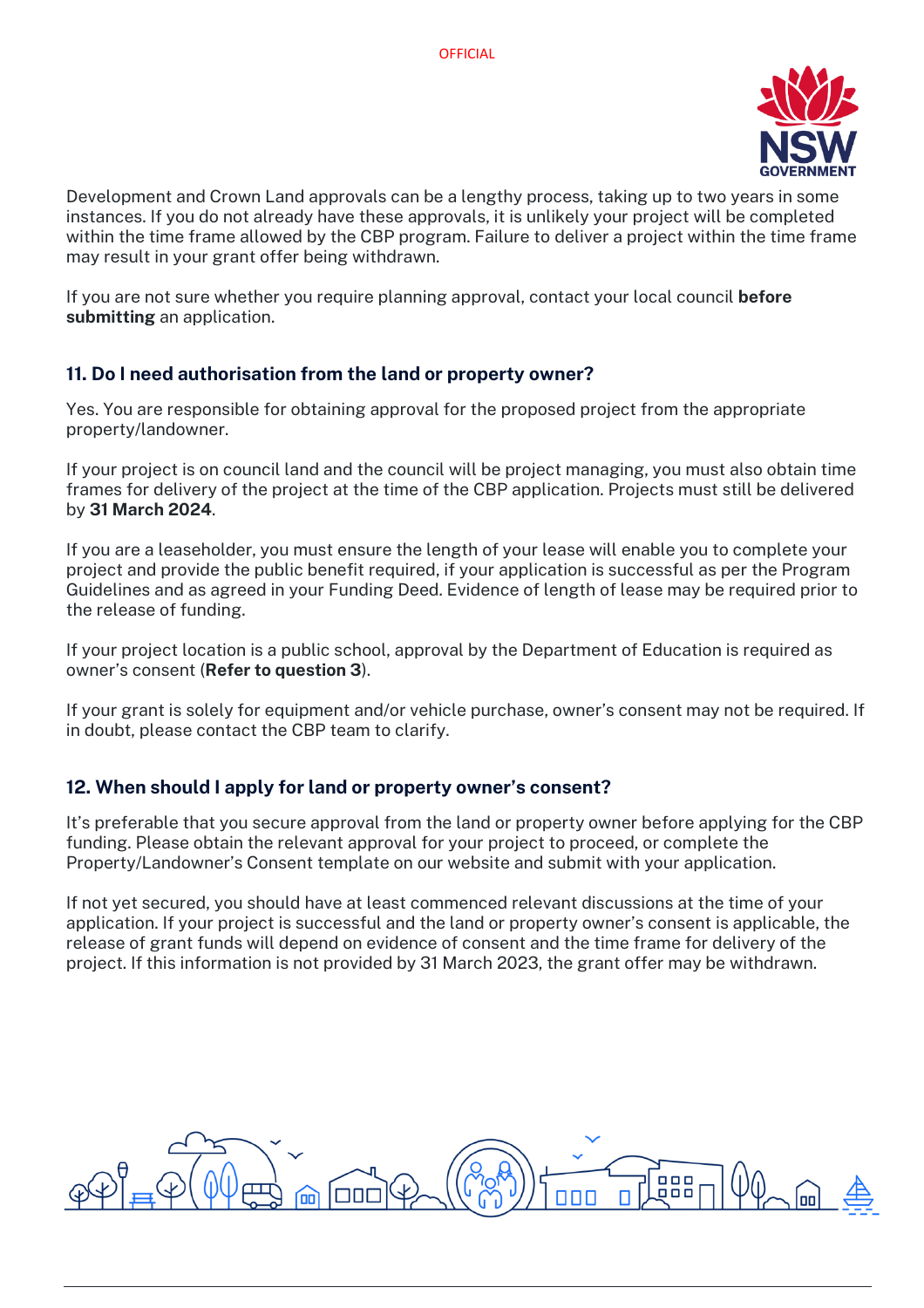Development and Crown Land approvals can be a lengthy process, taking up to two years in some instances. If you do not already have these approvals, it is unlikely your project will be completed within the time frame allowed by the CBP program. Failure to deliver a project within the time frame may result in your grant offer being withdrawn.

If you are not sure whether you require planning approval, contact your local council **before submitting** an application.

### 11. Do I need authorisation from the land or property owner?

Yes. You are responsible for obtaining approval for the proposed project from the appropriate property/landowner.

If your project is on council land and the council will be project managing, you must also obtain time frames for delivery of the project at the time of the CBP application. Projects must still be delivered by **31 March 2024**.

If you are a leaseholder, you must ensure the length of your lease will enable you to complete your project and provide the public benefit required, if your application is successful as per the Program Guidelines and as agreed in your Funding Deed. Evidence of length of lease may be required prior to the release of funding.

If your project location is a public school, approval by the Department of Education is required as owner's consent (**Refer to question 3**).

If your grant is solely for equipment and/or vehicle purchase, owner's consent may not be required. If in doubt, please contact the CBP team to clarify.

### 12. When should I apply for land or property owner's consent?

It's preferable that you secure approval from the land or property owner before applying for the CBP funding. Please obtain the relevant approval for your project to proceed, or complete the Property/Landowner's Consent template on our website and submit with your application.

If not yet secured, you should have at least commenced relevant discussions at the time of your application. If your project is successful and the land or property owner's consent is applicable, the release of grant funds will depend on evidence of consent and the time frame for delivery of the project. If this information is not provided by 31 March 2023, the grant offer may be withdrawn.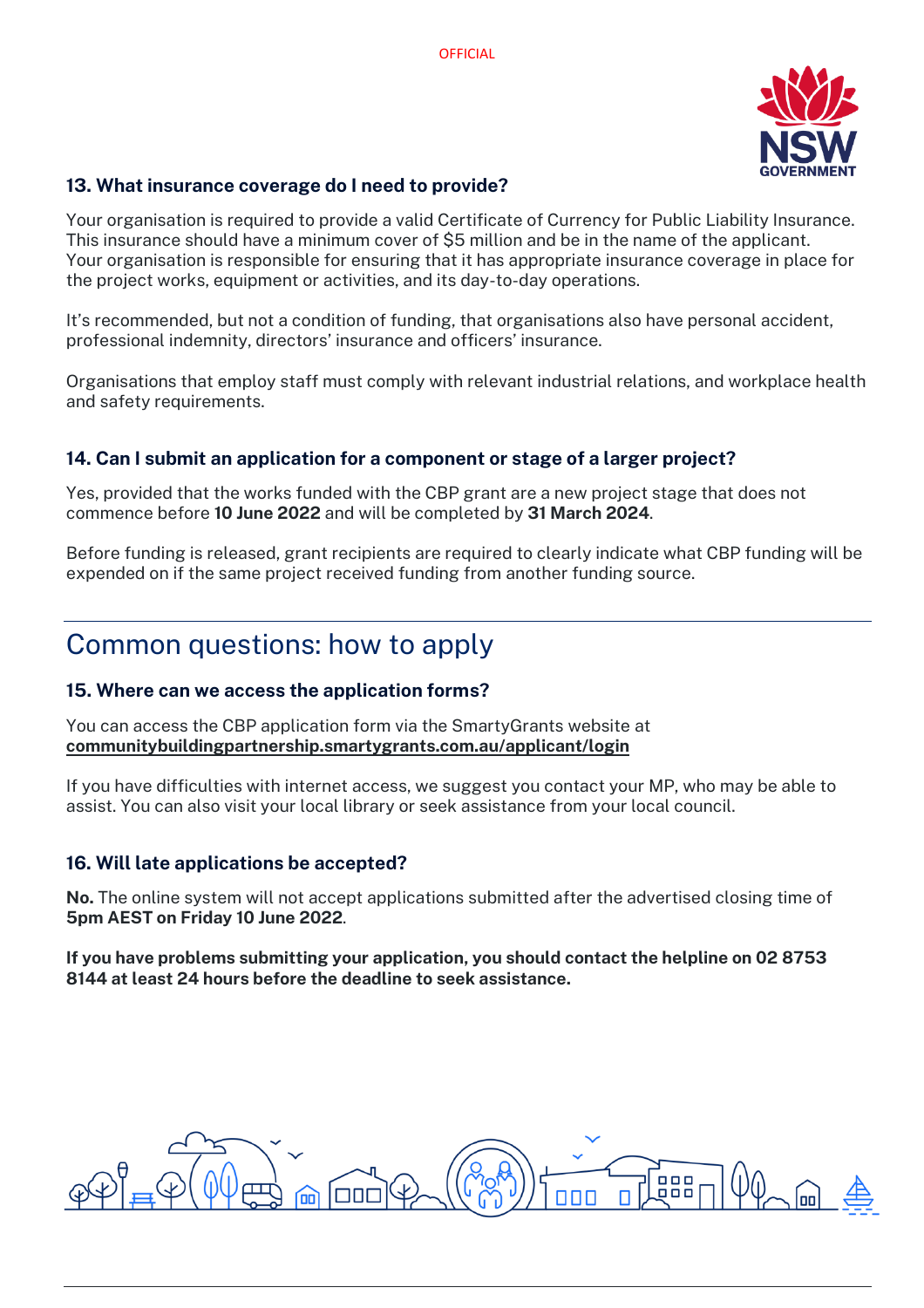### 13. What insurance coverage do I need to provide?

Your organisation is required to provide a valid Certificate of Currency for Public Liability Insurance. This insurance should have a minimum cover of $5 million and be in the name of the applicant. Your organisation is responsible for ensuring that it has appropriate insurance coverage in place for the project works, equipment or activities, and its day-to-day operations.

It's recommended, but not a condition of funding, that organisations also have personal accident, professional indemnity, directors' insurance and officers' insurance.

Organisations that employ staff must comply with relevant industrial relations, and workplace health and safety requirements.

### 14. Can I submit an application for a component or stage of a larger project?

Yes, provided that the works funded with the CBP grant are a new project stage that does not commence before **10 June 2022** and will be completed by **31 March 2024**.

Before funding is released, grant recipients are required to clearly indicate what CBP funding will be expended on if the same project received funding from another funding source.

## Common questions: how to apply

### 15. Where can we access the application forms?

You can access the CBP application form via the SmartyGrants website at **communitybuildingpartnership.smartygrants.com.au/applicant/login**

If you have difficulties with internet access, we suggest you contact your MP, who may be able to assist. You can also visit your local library or seek assistance from your local council.

### 16. Will late applications be accepted?

**No.** The online system will not accept applications submitted after the advertised closing time of **5pm AEST on Friday 10 June 2022**.

**If you have problems submitting your application, you should contact the helpline on 02 8753 8144 at least 24 hours before the deadline to seek assistance.**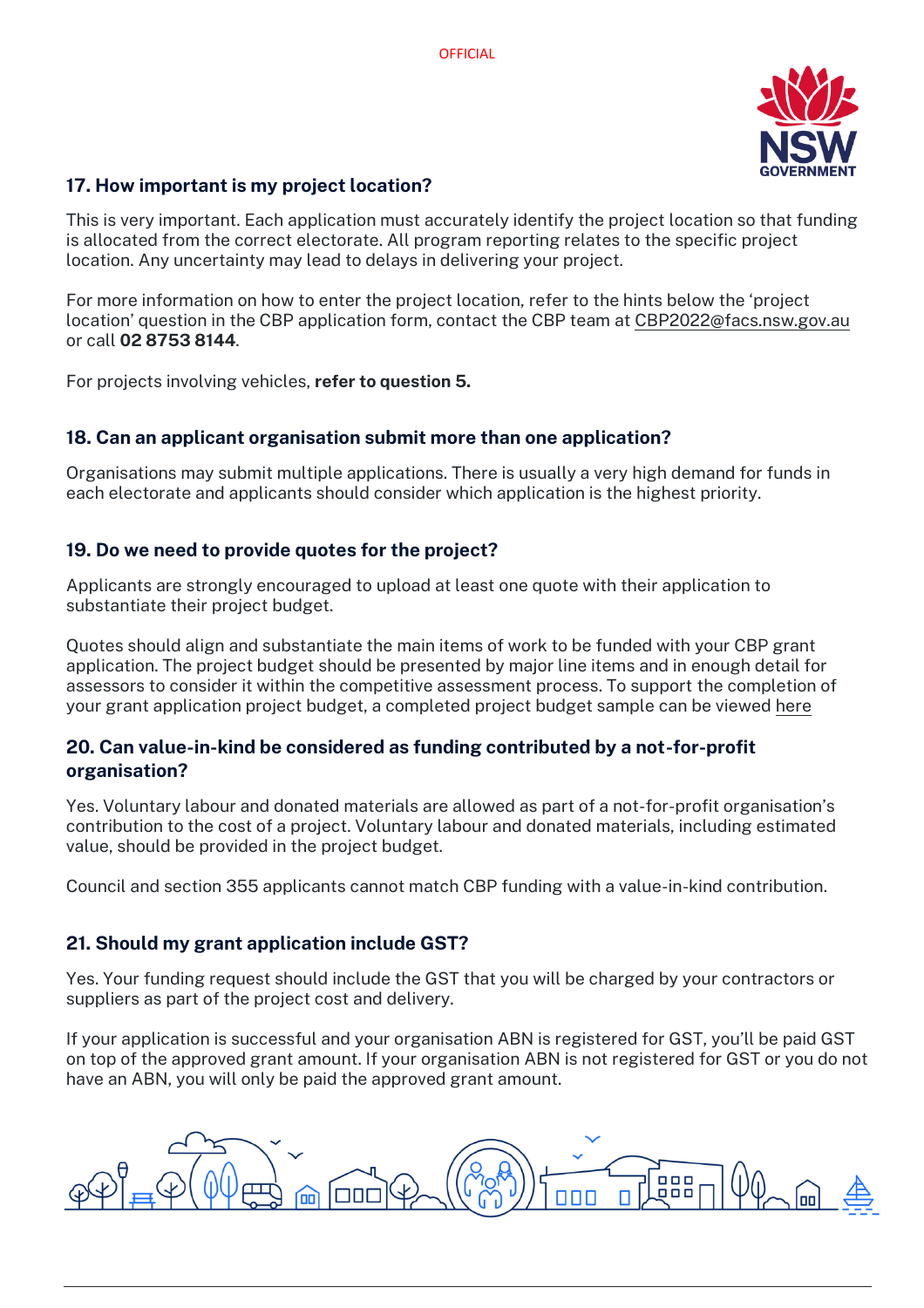### 17. How important is my project location?

This is very important. Each application must accurately identify the project location so that funding is allocated from the correct electorate. All program reporting relates to the specific project location. Any uncertainty may lead to delays in delivering your project.

For more information on how to enter the project location, refer to the hints below the 'project location' question in the CBP application form, contact the CBP team at CBP2022@facs.nsw.gov.au or call **02 8753 8144**.

For projects involving vehicles, **refer to question 5.**

### 18. Can an applicant organisation submit more than one application?

Organisations may submit multiple applications. There is usually a very high demand for funds in each electorate and applicants should consider which application is the highest priority.

### 19. Do we need to provide quotes for the project?

Applicants are strongly encouraged to upload at least one quote with their application to substantiate their project budget.

Quotes should align and substantiate the main items of work to be funded with your CBP grant application. The project budget should be presented by major line items and in enough detail for assessors to consider it within the competitive assessment process. To support the completion of your grant application project budget, a completed project budget sample can be viewed here

### 20. Can value-in-kind be considered as funding contributed by a not-for-profit organisation?

Yes. Voluntary labour and donated materials are allowed as part of a not-for-profit organisation's contribution to the cost of a project. Voluntary labour and donated materials, including estimated value, should be provided in the project budget.

Council and section 355 applicants cannot match CBP funding with a value-in-kind contribution.

### 21. Should my grant application include GST?

Yes. Your funding request should include the GST that you will be charged by your contractors or suppliers as part of the project cost and delivery.

If your application is successful and your organisation ABN is registered for GST, you'll be paid GST on top of the approved grant amount. If your organisation ABN is not registered for GST or you do not have an ABN, you will only be paid the approved grant amount.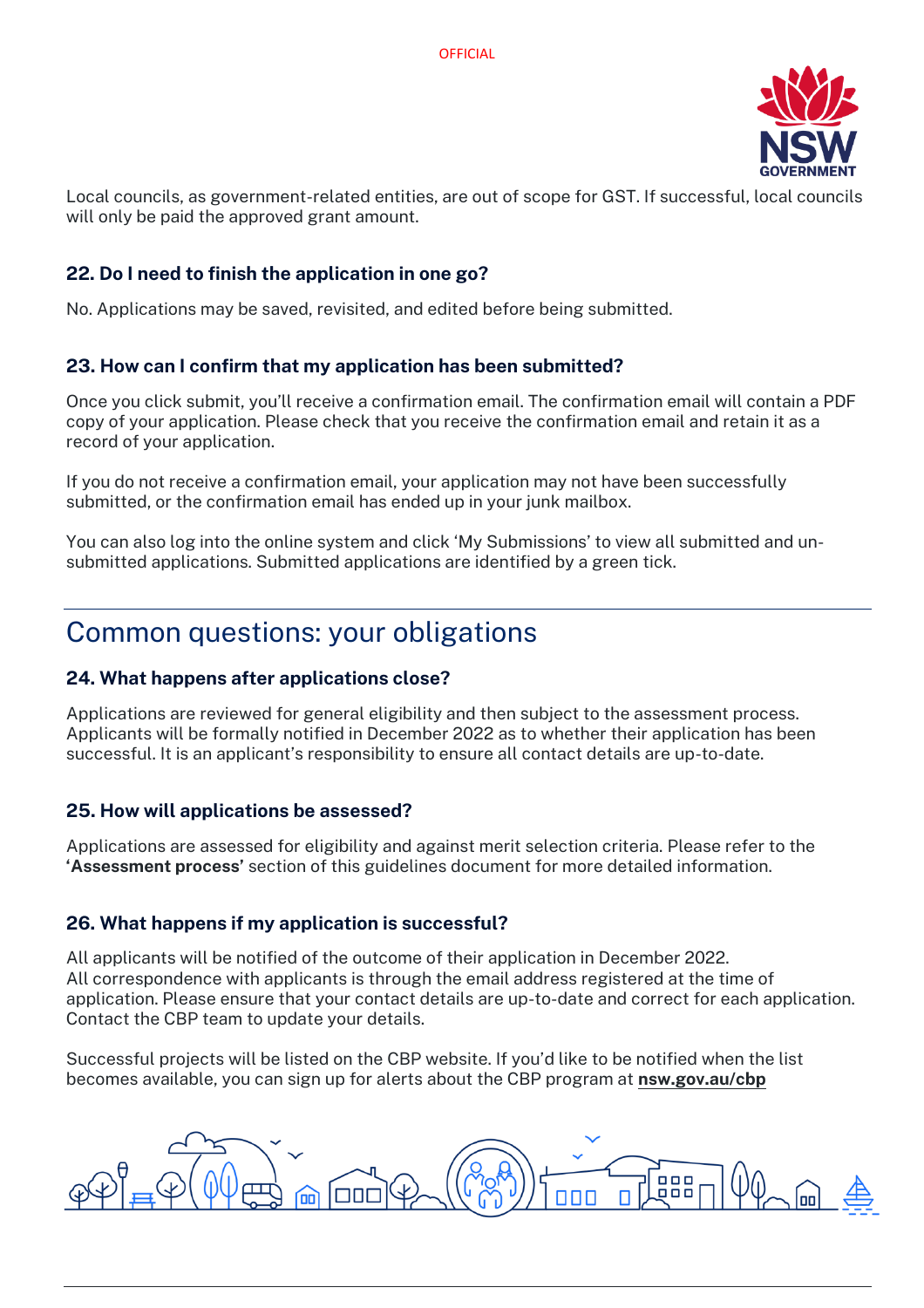Local councils, as government-related entities, are out of scope for GST. If successful, local councils will only be paid the approved grant amount.

### 22. Do I need to finish the application in one go?

No. Applications may be saved, revisited, and edited before being submitted.

### 23. How can I confirm that my application has been submitted?

Once you click submit, you'll receive a confirmation email. The confirmation email will contain a PDF copy of your application. Please check that you receive the confirmation email and retain it as a record of your application.

If you do not receive a confirmation email, your application may not have been successfully submitted, or the confirmation email has ended up in your junk mailbox.

You can also log into the online system and click 'My Submissions' to view all submitted and un-submitted applications. Submitted applications are identified by a green tick.

## Common questions: your obligations

### 24. What happens after applications close?

Applications are reviewed for general eligibility and then subject to the assessment process. Applicants will be formally notified in December 2022 as to whether their application has been successful. It is an applicant's responsibility to ensure all contact details are up-to-date.

### 25. How will applications be assessed?

Applications are assessed for eligibility and against merit selection criteria. Please refer to the **'Assessment process'** section of this guidelines document for more detailed information.

### 26. What happens if my application is successful?

All applicants will be notified of the outcome of their application in December 2022. All correspondence with applicants is through the email address registered at the time of application. Please ensure that your contact details are up-to-date and correct for each application. Contact the CBP team to update your details.

Successful projects will be listed on the CBP website. If you'd like to be notified when the list becomes available, you can sign up for alerts about the CBP program at **nsw.gov.au/cbp**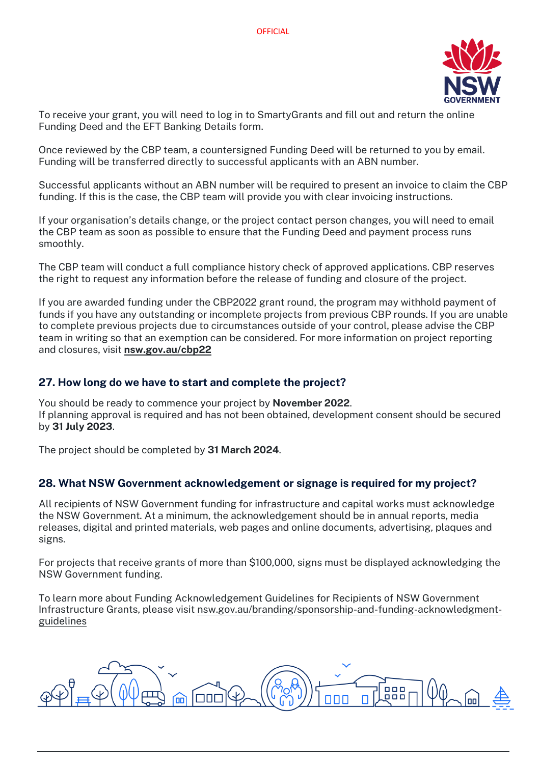To receive your grant, you will need to log in to SmartyGrants and fill out and return the online Funding Deed and the EFT Banking Details form.

Once reviewed by the CBP team, a countersigned Funding Deed will be returned to you by email. Funding will be transferred directly to successful applicants with an ABN number.

Successful applicants without an ABN number will be required to present an invoice to claim the CBP funding. If this is the case, the CBP team will provide you with clear invoicing instructions.

If your organisation's details change, or the project contact person changes, you will need to email the CBP team as soon as possible to ensure that the Funding Deed and payment process runs smoothly.

The CBP team will conduct a full compliance history check of approved applications. CBP reserves the right to request any information before the release of funding and closure of the project.

If you are awarded funding under the CBP2022 grant round, the program may withhold payment of funds if you have any outstanding or incomplete projects from previous CBP rounds. If you are unable to complete previous projects due to circumstances outside of your control, please advise the CBP team in writing so that an exemption can be considered. For more information on project reporting and closures, visit **nsw.gov.au/cbp22**

## 27. How long do we have to start and complete the project?

You should be ready to commence your project by **November 2022**.
If planning approval is required and has not been obtained, development consent should be secured by **31 July 2023**.

The project should be completed by **31 March 2024**.

## 28. What NSW Government acknowledgement or signage is required for my project?

All recipients of NSW Government funding for infrastructure and capital works must acknowledge the NSW Government. At a minimum, the acknowledgement should be in annual reports, media releases, digital and printed materials, web pages and online documents, advertising, plaques and signs.

For projects that receive grants of more than $100,000, signs must be displayed acknowledging the NSW Government funding.

To learn more about Funding Acknowledgement Guidelines for Recipients of NSW Government Infrastructure Grants, please visit nsw.gov.au/branding/sponsorship-and-funding-acknowledgment-guidelines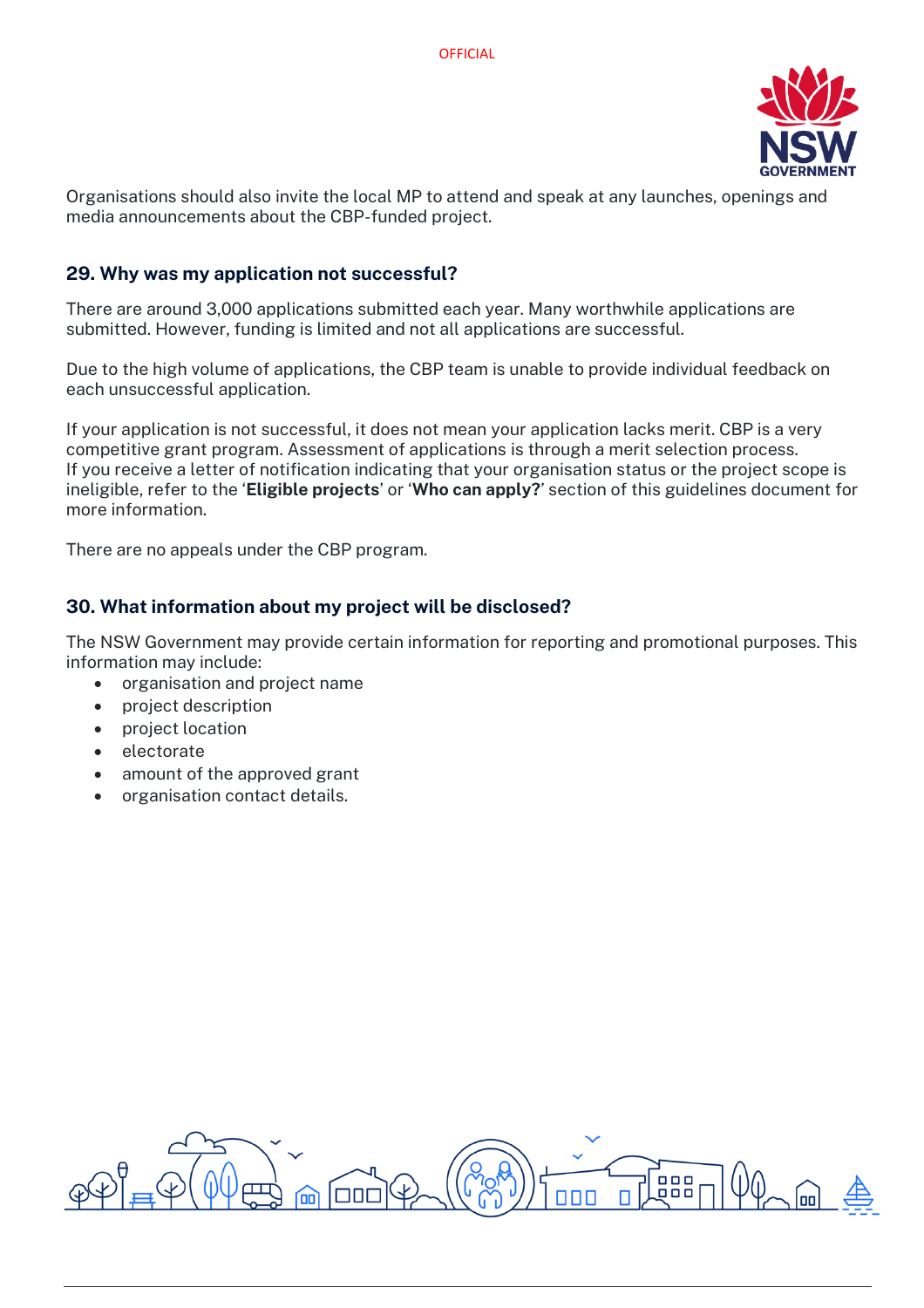Organisations should also invite the local MP to attend and speak at any launches, openings and media announcements about the CBP-funded project.

## 29. Why was my application not successful?

There are around 3,000 applications submitted each year. Many worthwhile applications are submitted. However, funding is limited and not all applications are successful.

Due to the high volume of applications, the CBP team is unable to provide individual feedback on each unsuccessful application.

If your application is not successful, it does not mean your application lacks merit. CBP is a very competitive grant program. Assessment of applications is through a merit selection process.
If you receive a letter of notification indicating that your organisation status or the project scope is ineligible, refer to the '**Eligible projects**' or '**Who can apply?**' section of this guidelines document for more information.

There are no appeals under the CBP program.

## 30. What information about my project will be disclosed?

The NSW Government may provide certain information for reporting and promotional purposes. This information may include:

- organisation and project name
- project description
- project location
- electorate
- amount of the approved grant
- organisation contact details.